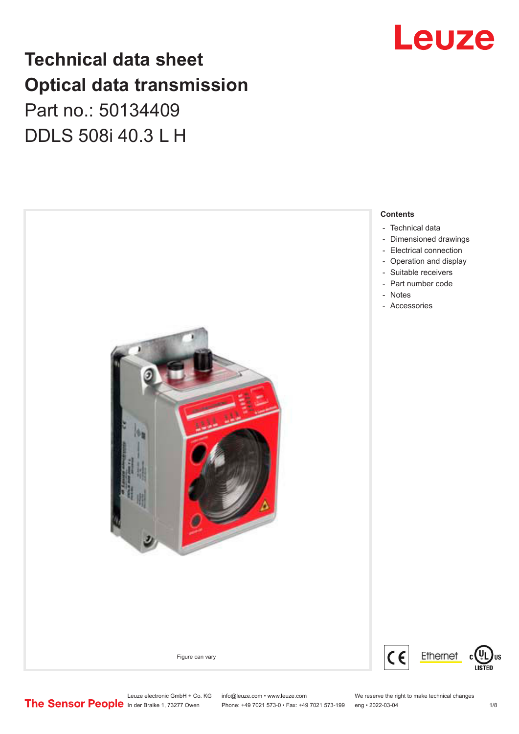Leuze

# Technical data sheet
# Optical data transmission

Part no.: 50134409

DDLS 508i 40.3 L H

Figure can vary

**Contents**

- Technical data
- Dimensioned drawings
- Electrical connection
- Operation and display
- Suitable receivers
- Part number code
- Notes
- Accessories

Leuze electronic GmbH + Co. KG
In der Braike 1, 73277 Owen

info@leuze.com • www.leuze.com
Phone: +49 7021 573-0 • Fax: +49 7021 573-199

We reserve the right to make technical changes
eng • 2022-03-04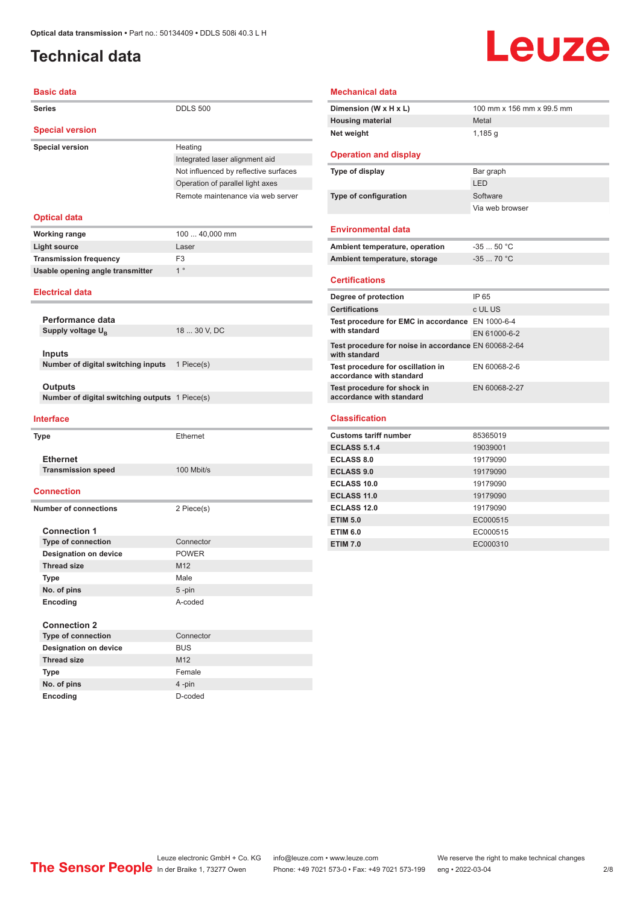# Technical data

## Basic data

| | |
|---|---|
| **Series** | DDLS 500 |

## Special version

| | |
|---|---|
| **Special version** | Heating |
| | Integrated laser alignment aid |
| | Not influenced by reflective surfaces |
| | Operation of parallel light axes |
| | Remote maintenance via web server |

## Optical data

| | |
|---|---|
| **Working range** | 100 ... 40,000 mm |
| **Light source** | Laser |
| **Transmission frequency** | F3 |
| **Usable opening angle transmitter** | 1 ° |

## Electrical data

### Performance data

| | |
|---|---|
| **Supply voltage $U_B$** | 18 ... 30 V, DC |

### Inputs

| | |
|---|---|
| **Number of digital switching inputs** | 1 Piece(s) |

### Outputs

| | |
|---|---|
| **Number of digital switching outputs** | 1 Piece(s) |

## Interface

| | |
|---|---|
| **Type** | Ethernet |

### Ethernet

| | |
|---|---|
| **Transmission speed** | 100 Mbit/s |

## Connection

| | |
|---|---|
| **Number of connections** | 2 Piece(s) |

### Connection 1

| | |
|---|---|
| **Type of connection** | Connector |
| **Designation on device** | POWER |
| **Thread size** | M12 |
| **Type** | Male |
| **No. of pins** | 5 -pin |
| **Encoding** | A-coded |

### Connection 2

| | |
|---|---|
| **Type of connection** | Connector |
| **Designation on device** | BUS |
| **Thread size** | M12 |
| **Type** | Female |
| **No. of pins** | 4 -pin |
| **Encoding** | D-coded |

## Mechanical data

| | |
|---|---|
| **Dimension (W x H x L)** | 100 mm x 156 mm x 99.5 mm |
| **Housing material** | Metal |
| **Net weight** | 1,185 g |

## Operation and display

| | |
|---|---|
| **Type of display** | Bar graph |
| | LED |
| **Type of configuration** | Software |
| | Via web browser |

## Environmental data

| | |
|---|---|
| **Ambient temperature, operation** | -35 ... 50 °C |
| **Ambient temperature, storage** | -35 ... 70 °C |

## Certifications

| | |
|---|---|
| **Degree of protection** | IP 65 |
| **Certifications** | c UL US |
| **Test procedure for EMC in accordance with standard** | EN 1000-6-4 |
| | EN 61000-6-2 |
| **Test procedure for noise in accordance with standard** | EN 60068-2-64 |
| **Test procedure for oscillation in accordance with standard** | EN 60068-2-6 |
| **Test procedure for shock in accordance with standard** | EN 60068-2-27 |

## Classification

| | |
|---|---|
| **Customs tariff number** | 85365019 |
| **ECLASS 5.1.4** | 19039001 |
| **ECLASS 8.0** | 19179090 |
| **ECLASS 9.0** | 19179090 |
| **ECLASS 10.0** | 19179090 |
| **ECLASS 11.0** | 19179090 |
| **ECLASS 12.0** | 19179090 |
| **ETIM 5.0** | EC000515 |
| **ETIM 6.0** | EC000515 |
| **ETIM 7.0** | EC000310 |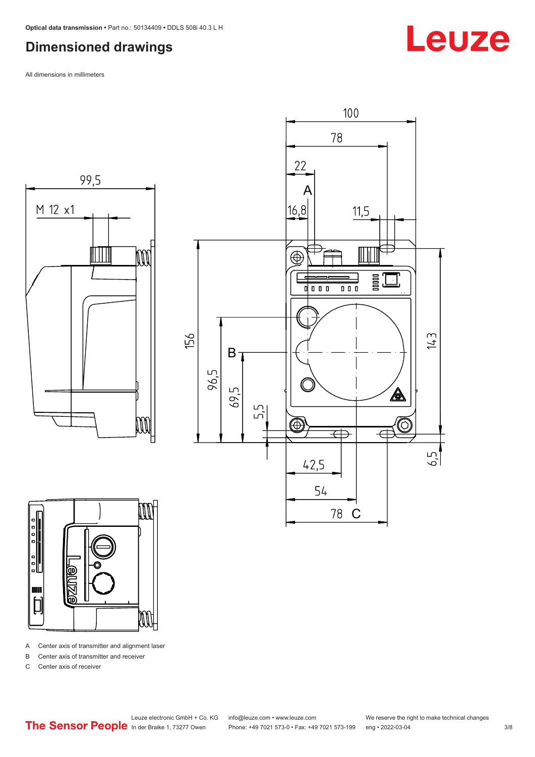# Dimensioned drawings

All dimensions in millimeters

A Center axis of transmitter and alignment laser

B Center axis of transmitter and receiver

C Center axis of receiver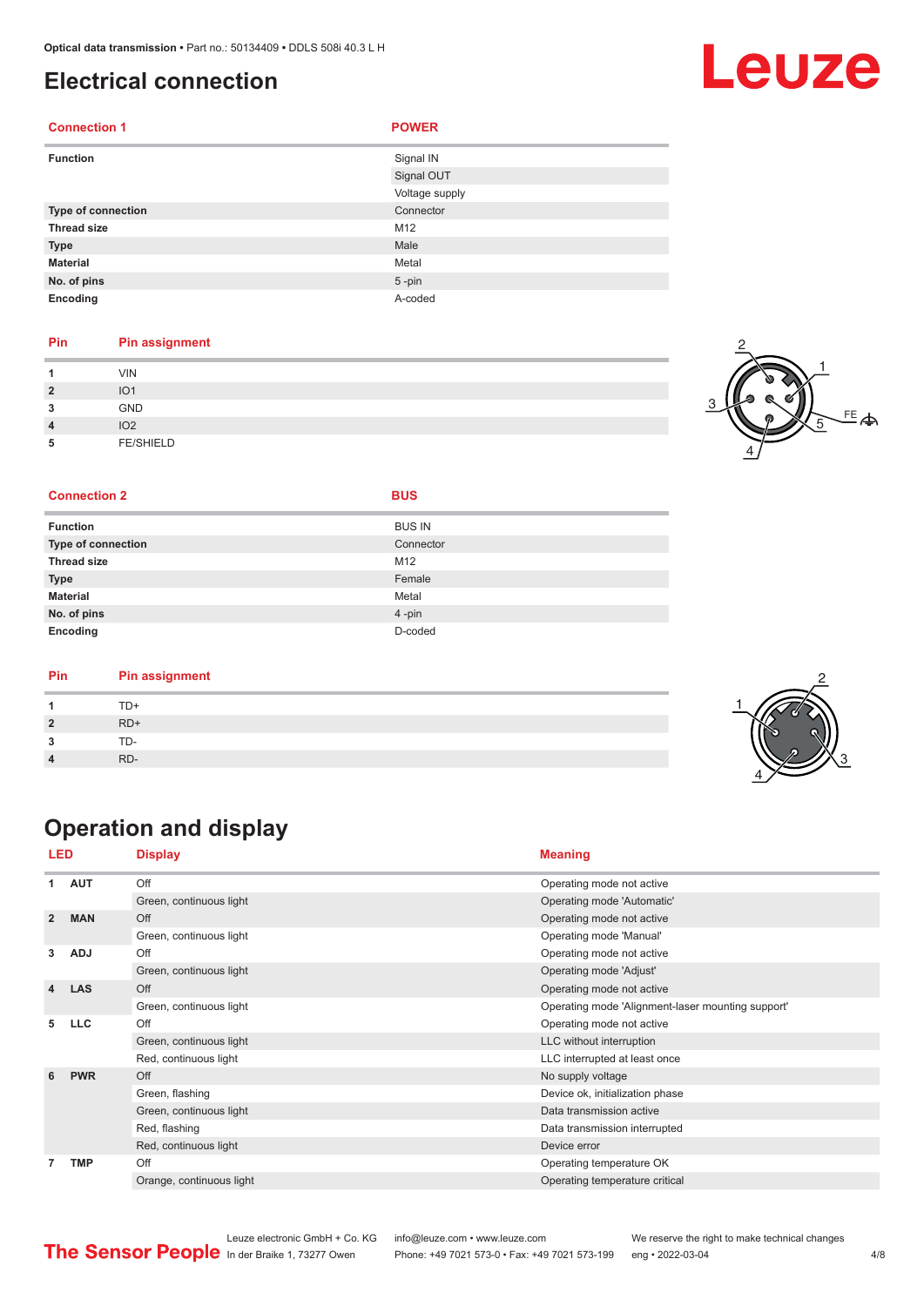# Electrical connection

| Connection 1 | POWER |
|---|---|
| **Function** | Signal IN |
| | Signal OUT |
| | Voltage supply |
| **Type of connection** | Connector |
| **Thread size** | M12 |
| **Type** | Male |
| **Material** | Metal |
| **No. of pins** | 5 -pin |
| **Encoding** | A-coded |

| Pin | Pin assignment |
|---|---|
| 1 | VIN |
| 2 | IO1 |
| 3 | GND |
| 4 | IO2 |
| 5 | FE/SHIELD |

| Connection 2 | BUS |
|---|---|
| **Function** | BUS IN |
| **Type of connection** | Connector |
| **Thread size** | M12 |
| **Type** | Female |
| **Material** | Metal |
| **No. of pins** | 4 -pin |
| **Encoding** | D-coded |

| Pin | Pin assignment |
|---|---|
| 1 | TD+ |
| 2 | RD+ |
| 3 | TD- |
| 4 | RD- |

# Operation and display

| LED | | Display | Meaning |
|---|---|---|---|
| 1 | AUT | Off | Operating mode not active |
| | | Green, continuous light | Operating mode 'Automatic' |
| 2 | MAN | Off | Operating mode not active |
| | | Green, continuous light | Operating mode 'Manual' |
| 3 | ADJ | Off | Operating mode not active |
| | | Green, continuous light | Operating mode 'Adjust' |
| 4 | LAS | Off | Operating mode not active |
| | | Green, continuous light | Operating mode 'Alignment-laser mounting support' |
| 5 | LLC | Off | Operating mode not active |
| | | Green, continuous light | LLC without interruption |
| | | Red, continuous light | LLC interrupted at least once |
| 6 | PWR | Off | No supply voltage |
| | | Green, flashing | Device ok, initialization phase |
| | | Green, continuous light | Data transmission active |
| | | Red, flashing | Data transmission interrupted |
| | | Red, continuous light | Device error |
| 7 | TMP | Off | Operating temperature OK |
| | | Orange, continuous light | Operating temperature critical |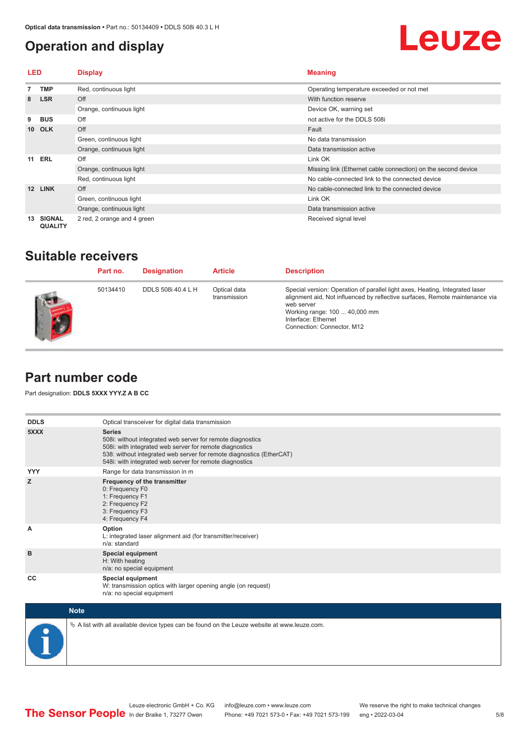# Operation and display

| LED | | Display | Meaning |
|---|---|---|---|
| 7 | TMP | Red, continuous light | Operating temperature exceeded or not met |
| 8 | LSR | Off | With function reserve |
| | | Orange, continuous light | Device OK, warning set |
| 9 | BUS | Off | not active for the DDLS 508i |
| 10 | OLK | Off | Fault |
| | | Green, continuous light | No data transmission |
| | | Orange, continuous light | Data transmission active |
| 11 | ERL | Off | Link OK |
| | | Orange, continuous light | Missing link (Ethernet cable connection) on the second device |
| | | Red, continuous light | No cable-connected link to the connected device |
| 12 | LINK | Off | No cable-connected link to the connected device |
| | | Green, continuous light | Link OK |
| | | Orange, continuous light | Data transmission active |
| 13 | SIGNAL QUALITY | 2 red, 2 orange and 4 green | Received signal level |

# Suitable receivers

| | Part no. | Designation | Article | Description |
|---|---|---|---|---|
| | 50134410 | DDLS 508i 40.4 L H | Optical data transmission | Special version: Operation of parallel light axes, Heating, Integrated laser alignment aid, Not influenced by reflective surfaces, Remote maintenance via web server<br>Working range: 100 ... 40,000 mm<br>Interface: Ethernet<br>Connection: Connector, M12 |

# Part number code

Part designation: **DDLS 5XXX YYY.Z A B CC**

| | |
|---|---|
| **DDLS** | Optical transceiver for digital data transmission |
| **5XXX** | **Series**<br>508i: without integrated web server for remote diagnostics<br>508i: with integrated web server for remote diagnostics<br>538: without integrated web server for remote diagnostics (EtherCAT)<br>548i: with integrated web server for remote diagnostics |
| **YYY** | Range for data transmission in m |
| **Z** | **Frequency of the transmitter**<br>0: Frequency F0<br>1: Frequency F1<br>2: Frequency F2<br>3: Frequency F3<br>4: Frequency F4 |
| **A** | **Option**<br>L: integrated laser alignment aid (for transmitter/receiver)<br>n/a: standard |
| **B** | **Special equipment**<br>H: With heating<br>n/a: no special equipment |
| **CC** | **Special equipment**<br>W: transmission optics with larger opening angle (on request)<br>n/a: no special equipment |

**Note**

↳ A list with all available device types can be found on the Leuze website at www.leuze.com.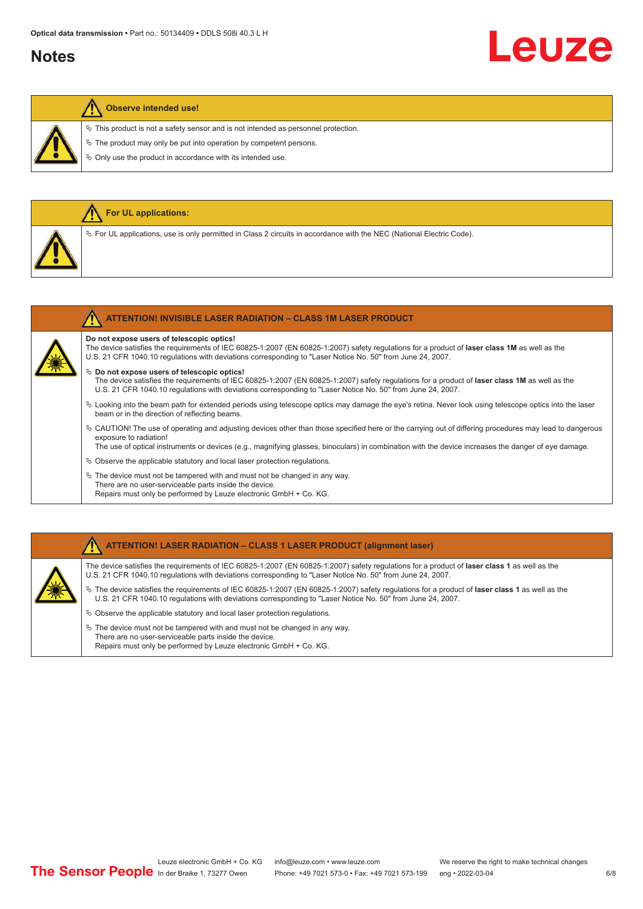# Notes

## Observe intended use!

- ✎ This product is not a safety sensor and is not intended as personnel protection.
- ✎ The product may only be put into operation by competent persons.
- ✎ Only use the product in accordance with its intended use.

## For UL applications:

- ✎ For UL applications, use is only permitted in Class 2 circuits in accordance with the NEC (National Electric Code).

## ATTENTION! INVISIBLE LASER RADIATION – CLASS 1M LASER PRODUCT

**Do not expose users of telescopic optics!**
The device satisfies the requirements of IEC 60825-1:2007 (EN 60825-1:2007) safety regulations for a product of **laser class 1M** as well as the U.S. 21 CFR 1040.10 regulations with deviations corresponding to "Laser Notice No. 50" from June 24, 2007.

- ✎ **Do not expose users of telescopic optics!**
  The device satisfies the requirements of IEC 60825-1:2007 (EN 60825-1:2007) safety regulations for a product of **laser class 1M** as well as the U.S. 21 CFR 1040.10 regulations with deviations corresponding to "Laser Notice No. 50" from June 24, 2007.
- ✎ Looking into the beam path for extended periods using telescope optics may damage the eye's retina. Never look using telescope optics into the laser beam or in the direction of reflecting beams.
- ✎ CAUTION! The use of operating and adjusting devices other than those specified here or the carrying out of differing procedures may lead to dangerous exposure to radiation!
  The use of optical instruments or devices (e.g., magnifying glasses, binoculars) in combination with the device increases the danger of eye damage.
- ✎ Observe the applicable statutory and local laser protection regulations.
- ✎ The device must not be tampered with and must not be changed in any way.
  There are no user-serviceable parts inside the device.
  Repairs must only be performed by Leuze electronic GmbH + Co. KG.

## ATTENTION! LASER RADIATION – CLASS 1 LASER PRODUCT (alignment laser)

The device satisfies the requirements of IEC 60825-1:2007 (EN 60825-1:2007) safety regulations for a product of **laser class 1** as well as the U.S. 21 CFR 1040.10 regulations with deviations corresponding to "Laser Notice No. 50" from June 24, 2007.

- ✎ The device satisfies the requirements of IEC 60825-1:2007 (EN 60825-1:2007) safety regulations for a product of **laser class 1** as well as the U.S. 21 CFR 1040.10 regulations with deviations corresponding to "Laser Notice No. 50" from June 24, 2007.
- ✎ Observe the applicable statutory and local laser protection regulations.
- ✎ The device must not be tampered with and must not be changed in any way.
  There are no user-serviceable parts inside the device.
  Repairs must only be performed by Leuze electronic GmbH + Co. KG.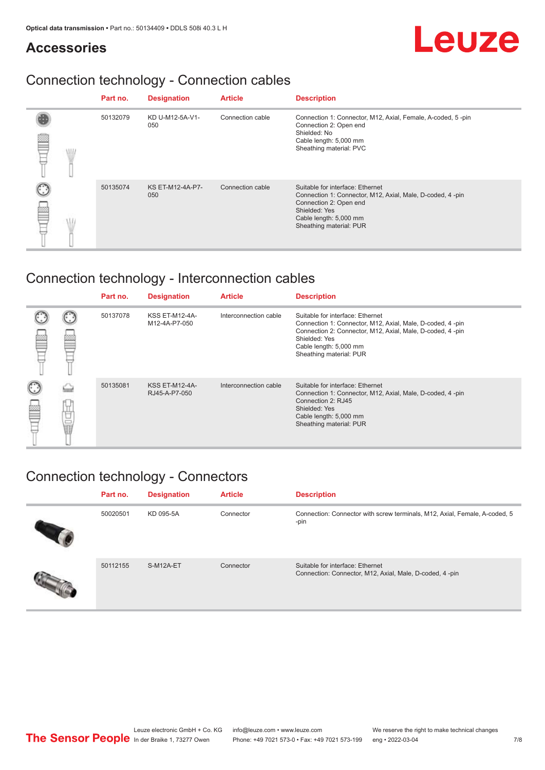## Accessories

### Connection technology - Connection cables

| Part no. | Designation | Article | Description |
|---|---|---|---|
| 50132079 | KD U-M12-5A-V1-050 | Connection cable | Connection 1: Connector, M12, Axial, Female, A-coded, 5 -pin<br>Connection 2: Open end<br>Shielded: No<br>Cable length: 5,000 mm<br>Sheathing material: PVC |
| 50135074 | KS ET-M12-4A-P7-050 | Connection cable | Suitable for interface: Ethernet<br>Connection 1: Connector, M12, Axial, Male, D-coded, 4 -pin<br>Connection 2: Open end<br>Shielded: Yes<br>Cable length: 5,000 mm<br>Sheathing material: PUR |

### Connection technology - Interconnection cables

| Part no. | Designation | Article | Description |
|---|---|---|---|
| 50137078 | KSS ET-M12-4A-M12-4A-P7-050 | Interconnection cable | Suitable for interface: Ethernet<br>Connection 1: Connector, M12, Axial, Male, D-coded, 4 -pin<br>Connection 2: Connector, M12, Axial, Male, D-coded, 4 -pin<br>Shielded: Yes<br>Cable length: 5,000 mm<br>Sheathing material: PUR |
| 50135081 | KSS ET-M12-4A-RJ45-A-P7-050 | Interconnection cable | Suitable for interface: Ethernet<br>Connection 1: Connector, M12, Axial, Male, D-coded, 4 -pin<br>Connection 2: RJ45<br>Shielded: Yes<br>Cable length: 5,000 mm<br>Sheathing material: PUR |

### Connection technology - Connectors

| Part no. | Designation | Article | Description |
|---|---|---|---|
| 50020501 | KD 095-5A | Connector | Connection: Connector with screw terminals, M12, Axial, Female, A-coded, 5 -pin |
| 50112155 | S-M12A-ET | Connector | Suitable for interface: Ethernet<br>Connection: Connector, M12, Axial, Male, D-coded, 4 -pin |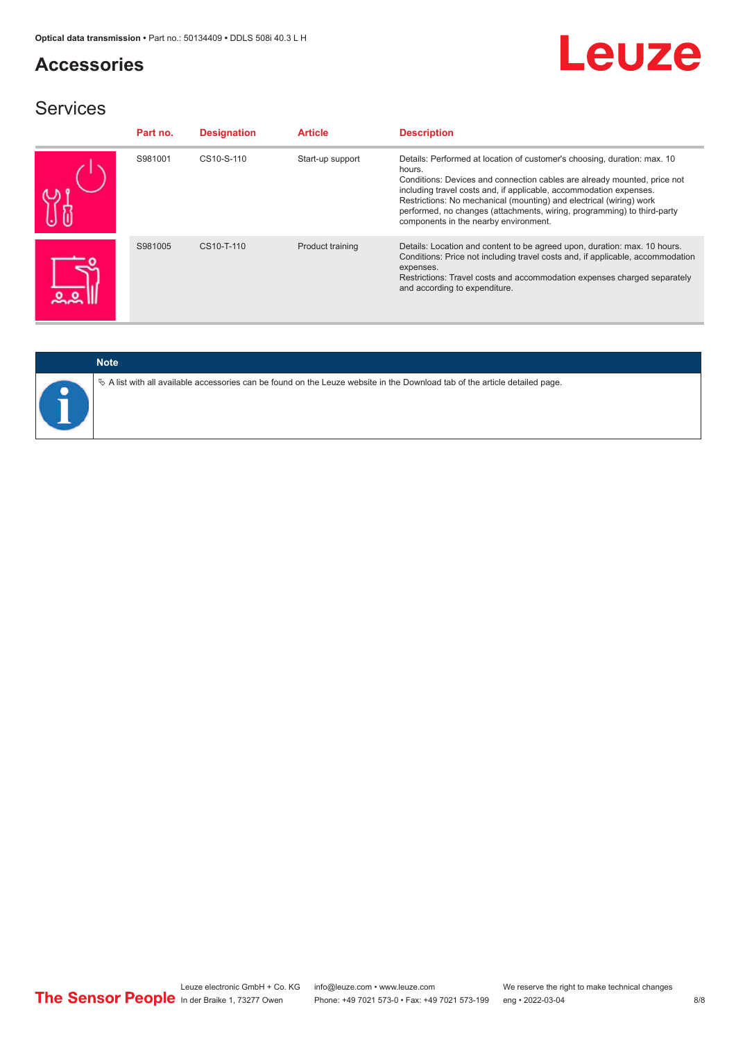## Accessories

### Services

| | Part no. | Designation | Article | Description |
|---|---|---|---|---|
| | S981001 | CS10-S-110 | Start-up support | Details: Performed at location of customer's choosing, duration: max. 10 hours.<br>Conditions: Devices and connection cables are already mounted, price not including travel costs and, if applicable, accommodation expenses.<br>Restrictions: No mechanical (mounting) and electrical (wiring) work performed, no changes (attachments, wiring, programming) to third-party components in the nearby environment. |
| | S981005 | CS10-T-110 | Product training | Details: Location and content to be agreed upon, duration: max. 10 hours.<br>Conditions: Price not including travel costs and, if applicable, accommodation expenses.<br>Restrictions: Travel costs and accommodation expenses charged separately and according to expenditure. |

**Note**

↳ A list with all available accessories can be found on the Leuze website in the Download tab of the article detailed page.